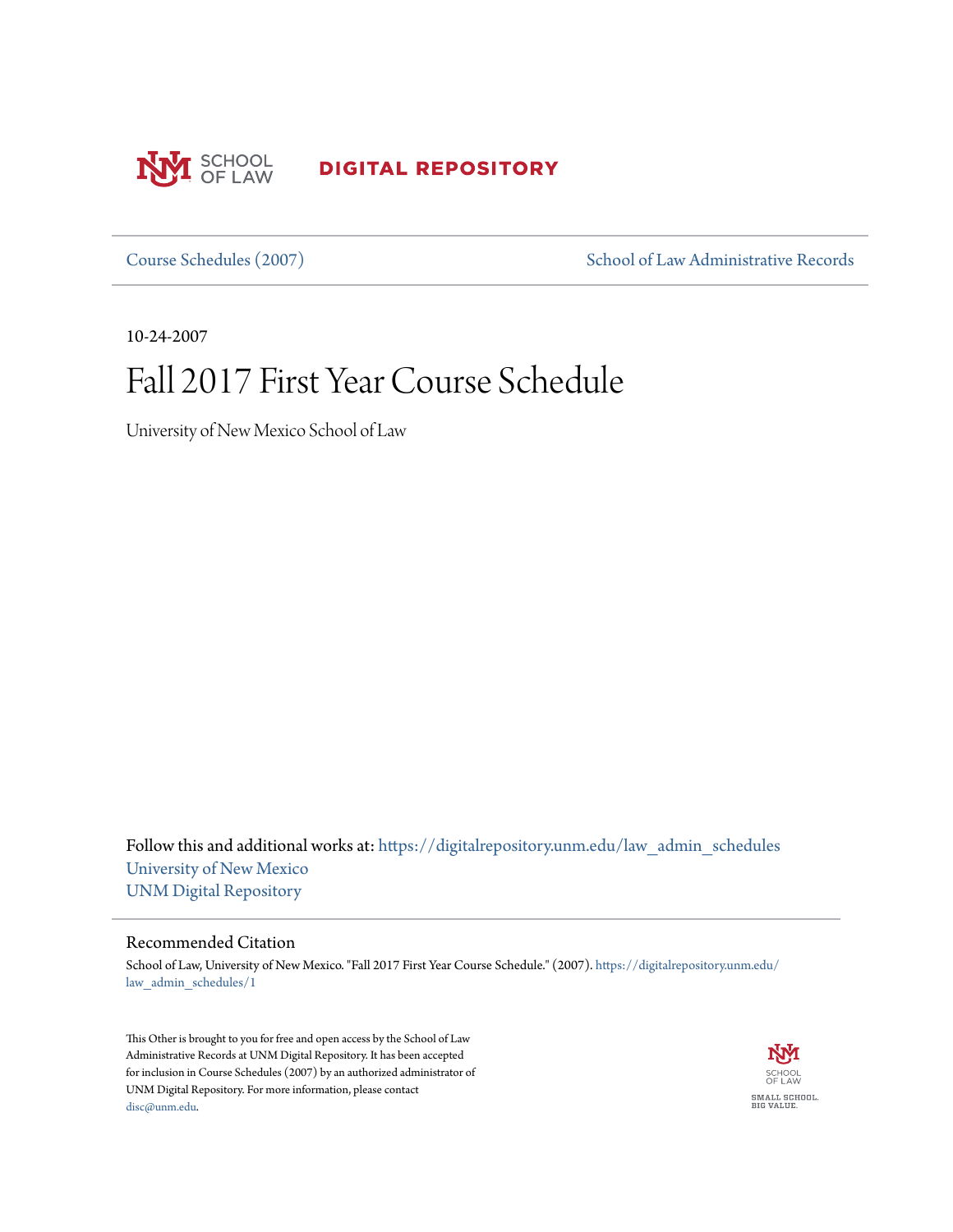SCHOOL OF LAW

**DIGITAL REPOSITORY**

Course Schedules (2007) | School of Law Administrative Records

10-24-2007

# Fall 2017 First Year Course Schedule

University of New Mexico School of Law

Follow this and additional works at: https://digitalrepository.unm.edu/law_admin_schedules
University of New Mexico
UNM Digital Repository

## Recommended Citation

School of Law, University of New Mexico. "Fall 2017 First Year Course Schedule." (2007). https://digitalrepository.unm.edu/law_admin_schedules/1

This Other is brought to you for free and open access by the School of Law Administrative Records at UNM Digital Repository. It has been accepted for inclusion in Course Schedules (2007) by an authorized administrator of UNM Digital Repository. For more information, please contact disc@unm.edu.

SCHOOL OF LAW
SMALL SCHOOL. BIG VALUE.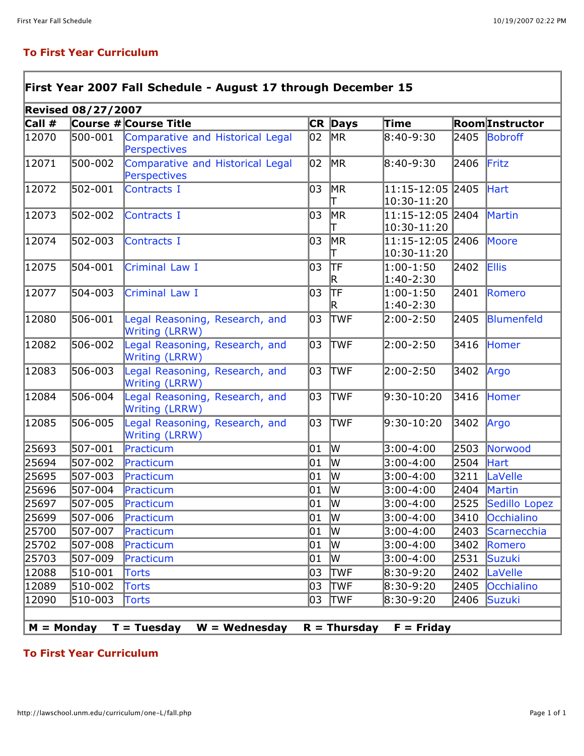**To First Year Curriculum**

| First Year 2007 Fall Schedule - August 17 through December 15 | | | | | | | |
|---|---|---|---|---|---|---|---|
| **Revised 08/27/2007** | | | | | | | |
| **Call #** | **Course #** | **Course Title** | **CR** | **Days** | **Time** | **Room** | **Instructor** |
| 12070 | 500-001 | Comparative and Historical Legal Perspectives | 02 | MR | 8:40-9:30 | 2405 | Bobroff |
| 12071 | 500-002 | Comparative and Historical Legal Perspectives | 02 | MR | 8:40-9:30 | 2406 | Fritz |
| 12072 | 502-001 | Contracts I | 03 | MR<br>T | 11:15-12:05<br>10:30-11:20 | 2405 | Hart |
| 12073 | 502-002 | Contracts I | 03 | MR<br>T | 11:15-12:05<br>10:30-11:20 | 2404 | Martin |
| 12074 | 502-003 | Contracts I | 03 | MR<br>T | 11:15-12:05<br>10:30-11:20 | 2406 | Moore |
| 12075 | 504-001 | Criminal Law I | 03 | TF<br>R | 1:00-1:50<br>1:40-2:30 | 2402 | Ellis |
| 12077 | 504-003 | Criminal Law I | 03 | TF<br>R | 1:00-1:50<br>1:40-2:30 | 2401 | Romero |
| 12080 | 506-001 | Legal Reasoning, Research, and Writing (LRRW) | 03 | TWF | 2:00-2:50 | 2405 | Blumenfeld |
| 12082 | 506-002 | Legal Reasoning, Research, and Writing (LRRW) | 03 | TWF | 2:00-2:50 | 3416 | Homer |
| 12083 | 506-003 | Legal Reasoning, Research, and Writing (LRRW) | 03 | TWF | 2:00-2:50 | 3402 | Argo |
| 12084 | 506-004 | Legal Reasoning, Research, and Writing (LRRW) | 03 | TWF | 9:30-10:20 | 3416 | Homer |
| 12085 | 506-005 | Legal Reasoning, Research, and Writing (LRRW) | 03 | TWF | 9:30-10:20 | 3402 | Argo |
| 25693 | 507-001 | Practicum | 01 | W | 3:00-4:00 | 2503 | Norwood |
| 25694 | 507-002 | Practicum | 01 | W | 3:00-4:00 | 2504 | Hart |
| 25695 | 507-003 | Practicum | 01 | W | 3:00-4:00 | 3211 | LaVelle |
| 25696 | 507-004 | Practicum | 01 | W | 3:00-4:00 | 2404 | Martin |
| 25697 | 507-005 | Practicum | 01 | W | 3:00-4:00 | 2525 | Sedillo Lopez |
| 25699 | 507-006 | Practicum | 01 | W | 3:00-4:00 | 3410 | Occhialino |
| 25700 | 507-007 | Practicum | 01 | W | 3:00-4:00 | 2403 | Scarnecchia |
| 25702 | 507-008 | Practicum | 01 | W | 3:00-4:00 | 3402 | Romero |
| 25703 | 507-009 | Practicum | 01 | W | 3:00-4:00 | 2531 | Suzuki |
| 12088 | 510-001 | Torts | 03 | TWF | 8:30-9:20 | 2402 | LaVelle |
| 12089 | 510-002 | Torts | 03 | TWF | 8:30-9:20 | 2405 | Occhialino |
| 12090 | 510-003 | Torts | 03 | TWF | 8:30-9:20 | 2406 | Suzuki |

**M = Monday T = Tuesday W = Wednesday R = Thursday F = Friday**

**To First Year Curriculum**